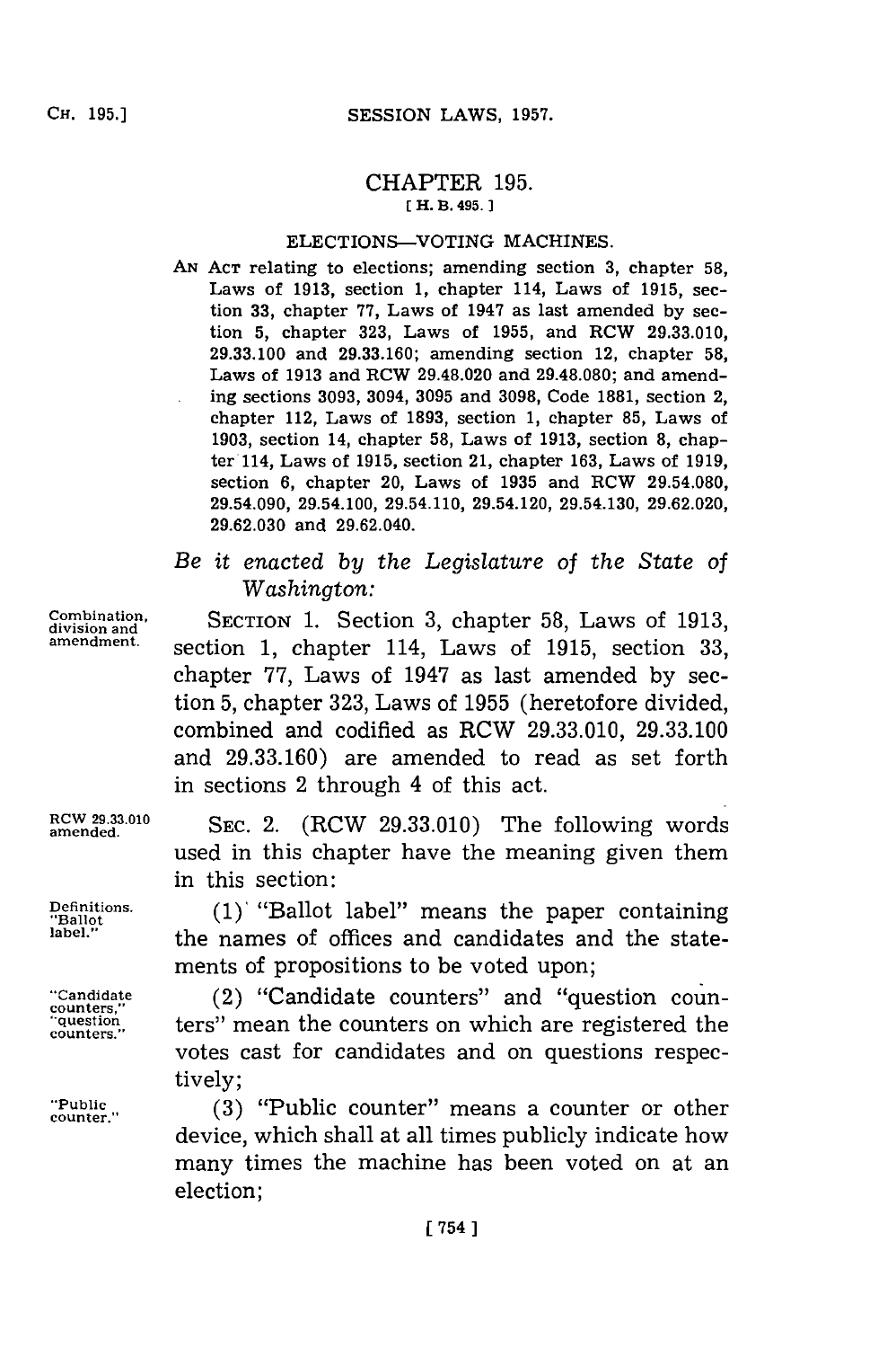# CHAPTER 195.

[H. B. 495.]

## ELECTIONS—VOTING MACHINES.

AN ACT relating to elections; amending section 3, chapter 58, Laws of 1913, section 1, chapter 114, Laws of 1915, section 33, chapter 77, Laws of 1947 as last amended by section 5, chapter 323, Laws of 1955, and RCW 29.33.010, 29.33.100 and 29.33.160; amending section 12, chapter 58, Laws of 1913 and RCW 29.48.020 and 29.48.080; and amending sections 3093, 3094, 3095 and 3098, Code 1881, section 2, chapter 112, Laws of 1893, section 1, chapter 85, Laws of 1903, section 14, chapter 58, Laws of 1913, section 8, chapter 114, Laws of 1915, section 21, chapter 163, Laws of 1919, section 6, chapter 20, Laws of 1935 and RCW 29.54.080, 29.54.090, 29.54.100, 29.54.110, 29.54.120, 29.54.130, 29.62.020, 29.62.030 and 29.62.040.

*Be it enacted by the Legislature of the State of Washington:*

Combination, division and amendment.

SECTION 1. Section 3, chapter 58, Laws of 1913, section 1, chapter 114, Laws of 1915, section 33, chapter 77, Laws of 1947 as last amended by section 5, chapter 323, Laws of 1955 (heretofore divided, combined and codified as RCW 29.33.010, 29.33.100 and 29.33.160) are amended to read as set forth in sections 2 through 4 of this act.

RCW 29.33.010 amended.

SEC. 2. (RCW 29.33.010) The following words used in this chapter have the meaning given them in this section:

Definitions. "Ballot label."

(1) "Ballot label" means the paper containing the names of offices and candidates and the statements of propositions to be voted upon;

"Candidate counters," "question counters."

(2) "Candidate counters" and "question counters" mean the counters on which are registered the votes cast for candidates and on questions respectively;

"Public counter."

(3) "Public counter" means a counter or other device, which shall at all times publicly indicate how many times the machine has been voted on at an election;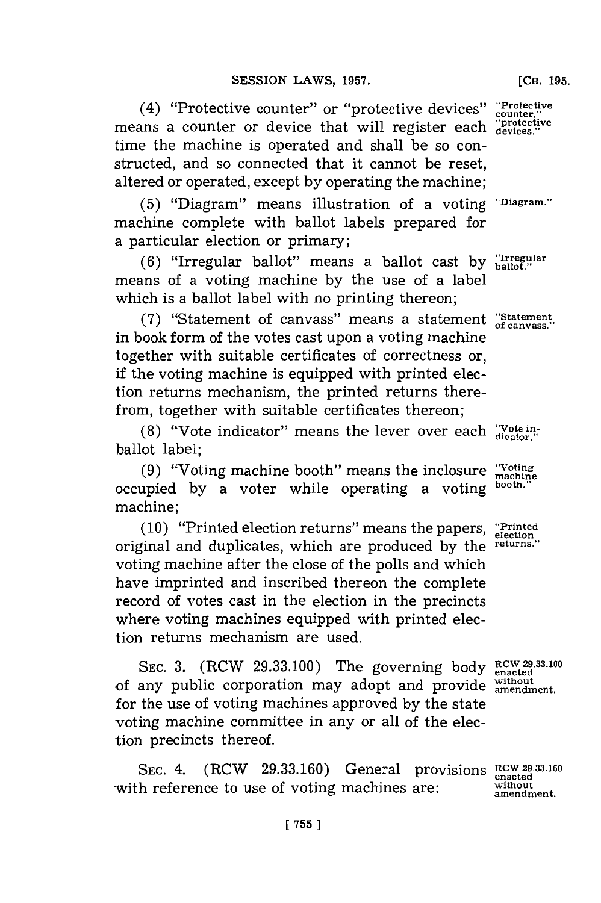(4) "Protective counter" or "protective devices" means a counter or device that will register each time the machine is operated and shall be so constructed, and so connected that it cannot be reset, altered or operated, except by operating the machine;

"Protective counter," "protective devices."

(5) "Diagram" means illustration of a voting machine complete with ballot labels prepared for a particular election or primary;

"Diagram."

(6) "Irregular ballot" means a ballot cast by means of a voting machine by the use of a label which is a ballot label with no printing thereon;

"Irregular ballot."

(7) "Statement of canvass" means a statement in book form of the votes cast upon a voting machine together with suitable certificates of correctness or, if the voting machine is equipped with printed election returns mechanism, the printed returns therefrom, together with suitable certificates thereon;

"Statement of canvass."

(8) "Vote indicator" means the lever over each ballot label;

"Vote indicator."

(9) "Voting machine booth" means the inclosure occupied by a voter while operating a voting machine;

"Voting machine booth."

(10) "Printed election returns" means the papers, original and duplicates, which are produced by the voting machine after the close of the polls and which have imprinted and inscribed thereon the complete record of votes cast in the election in the precincts where voting machines equipped with printed election returns mechanism are used.

"Printed election returns."

SEC. 3. (RCW 29.33.100) The governing body of any public corporation may adopt and provide for the use of voting machines approved by the state voting machine committee in any or all of the election precincts thereof.

RCW 29.33.100 enacted without amendment.

SEC. 4. (RCW 29.33.160) General provisions with reference to use of voting machines are:

RCW 29.33.160 enacted without amendment.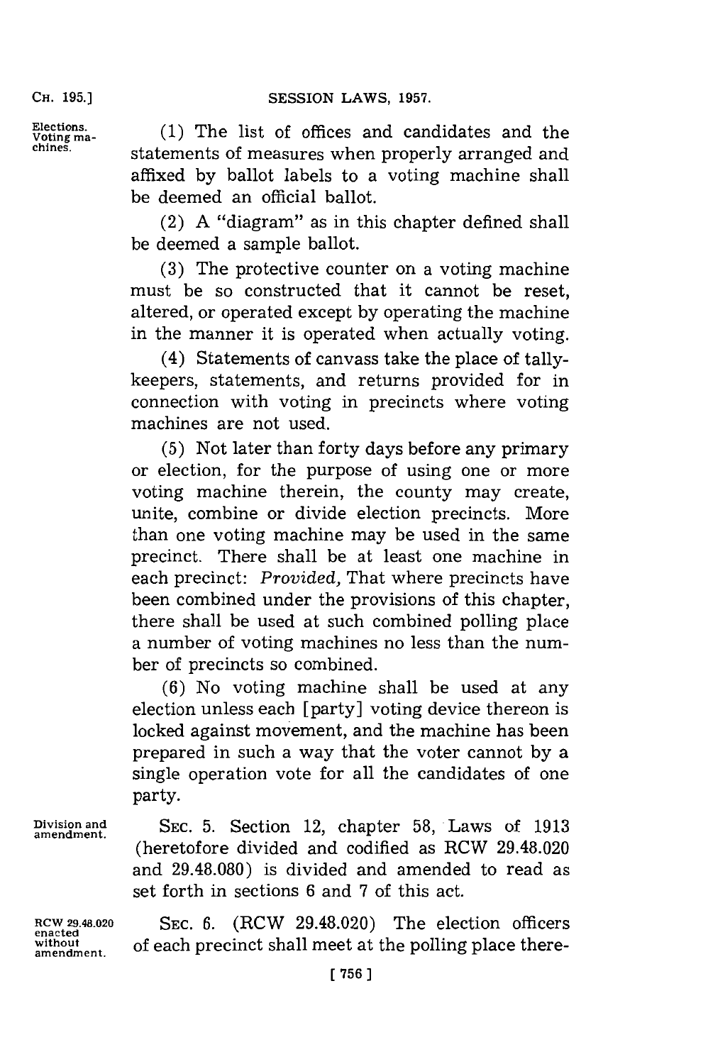Elections. Voting machines.

(1) The list of offices and candidates and the statements of measures when properly arranged and affixed by ballot labels to a voting machine shall be deemed an official ballot.

(2) A "diagram" as in this chapter defined shall be deemed a sample ballot.

(3) The protective counter on a voting machine must be so constructed that it cannot be reset, altered, or operated except by operating the machine in the manner it is operated when actually voting.

(4) Statements of canvass take the place of tally-keepers, statements, and returns provided for in connection with voting in precincts where voting machines are not used.

(5) Not later than forty days before any primary or election, for the purpose of using one or more voting machine therein, the county may create, unite, combine or divide election precincts. More than one voting machine may be used in the same precinct. There shall be at least one machine in each precinct: *Provided,* That where precincts have been combined under the provisions of this chapter, there shall be used at such combined polling place a number of voting machines no less than the number of precincts so combined.

(6) No voting machine shall be used at any election unless each [party] voting device thereon is locked against movement, and the machine has been prepared in such a way that the voter cannot by a single operation vote for all the candidates of one party.

Division and amendment.

SEC. 5. Section 12, chapter 58, Laws of 1913 (heretofore divided and codified as RCW 29.48.020 and 29.48.080) is divided and amended to read as set forth in sections 6 and 7 of this act.

RCW 29.48.020 enacted without amendment.

SEC. 6. (RCW 29.48.020) The election officers of each precinct shall meet at the polling place there-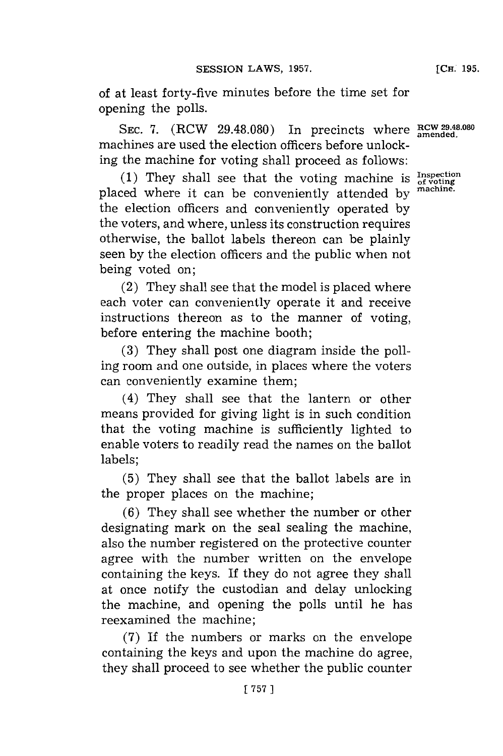of at least forty-five minutes before the time set for opening the polls.

SEC. 7. (RCW 29.48.080) In precincts where machines are used the election officers before unlocking the machine for voting shall proceed as follows:

RCW 29.48.080 amended.

(1) They shall see that the voting machine is placed where it can be conveniently attended by the election officers and conveniently operated by the voters, and where, unless its construction requires otherwise, the ballot labels thereon can be plainly seen by the election officers and the public when not being voted on;

Inspection of voting machine.

(2) They shall see that the model is placed where each voter can conveniently operate it and receive instructions thereon as to the manner of voting, before entering the machine booth;

(3) They shall post one diagram inside the polling room and one outside, in places where the voters can conveniently examine them;

(4) They shall see that the lantern or other means provided for giving light is in such condition that the voting machine is sufficiently lighted to enable voters to readily read the names on the ballot labels;

(5) They shall see that the ballot labels are in the proper places on the machine;

(6) They shall see whether the number or other designating mark on the seal sealing the machine, also the number registered on the protective counter agree with the number written on the envelope containing the keys. If they do not agree they shall at once notify the custodian and delay unlocking the machine, and opening the polls until he has reexamined the machine;

(7) If the numbers or marks on the envelope containing the keys and upon the machine do agree, they shall proceed to see whether the public counter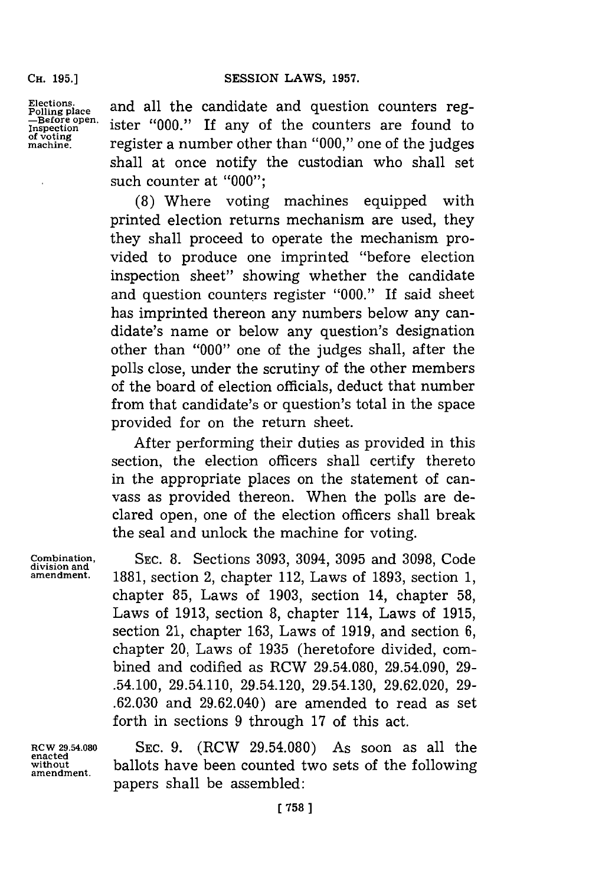Elections. Polling place —Before open. Inspection of voting machine.

and all the candidate and question counters register "000." If any of the counters are found to register a number other than "000," one of the judges shall at once notify the custodian who shall set such counter at "000";

(8) Where voting machines equipped with printed election returns mechanism are used, they they shall proceed to operate the mechanism provided to produce one imprinted "before election inspection sheet" showing whether the candidate and question counters register "000." If said sheet has imprinted thereon any numbers below any candidate's name or below any question's designation other than "000" one of the judges shall, after the polls close, under the scrutiny of the other members of the board of election officials, deduct that number from that candidate's or question's total in the space provided for on the return sheet.

After performing their duties as provided in this section, the election officers shall certify thereto in the appropriate places on the statement of canvass as provided thereon. When the polls are declared open, one of the election officers shall break the seal and unlock the machine for voting.

Combination, division and amendment.

SEC. 8. Sections 3093, 3094, 3095 and 3098, Code 1881, section 2, chapter 112, Laws of 1893, section 1, chapter 85, Laws of 1903, section 14, chapter 58, Laws of 1913, section 8, chapter 114, Laws of 1915, section 21, chapter 163, Laws of 1919, and section 6, chapter 20, Laws of 1935 (heretofore divided, combined and codified as RCW 29.54.080, 29.54.090, 29.54.100, 29.54.110, 29.54.120, 29.54.130, 29.62.020, 29.62.030 and 29.62.040) are amended to read as set forth in sections 9 through 17 of this act.

RCW 29.54.080 enacted without amendment.

SEC. 9. (RCW 29.54.080) As soon as all the ballots have been counted two sets of the following papers shall be assembled: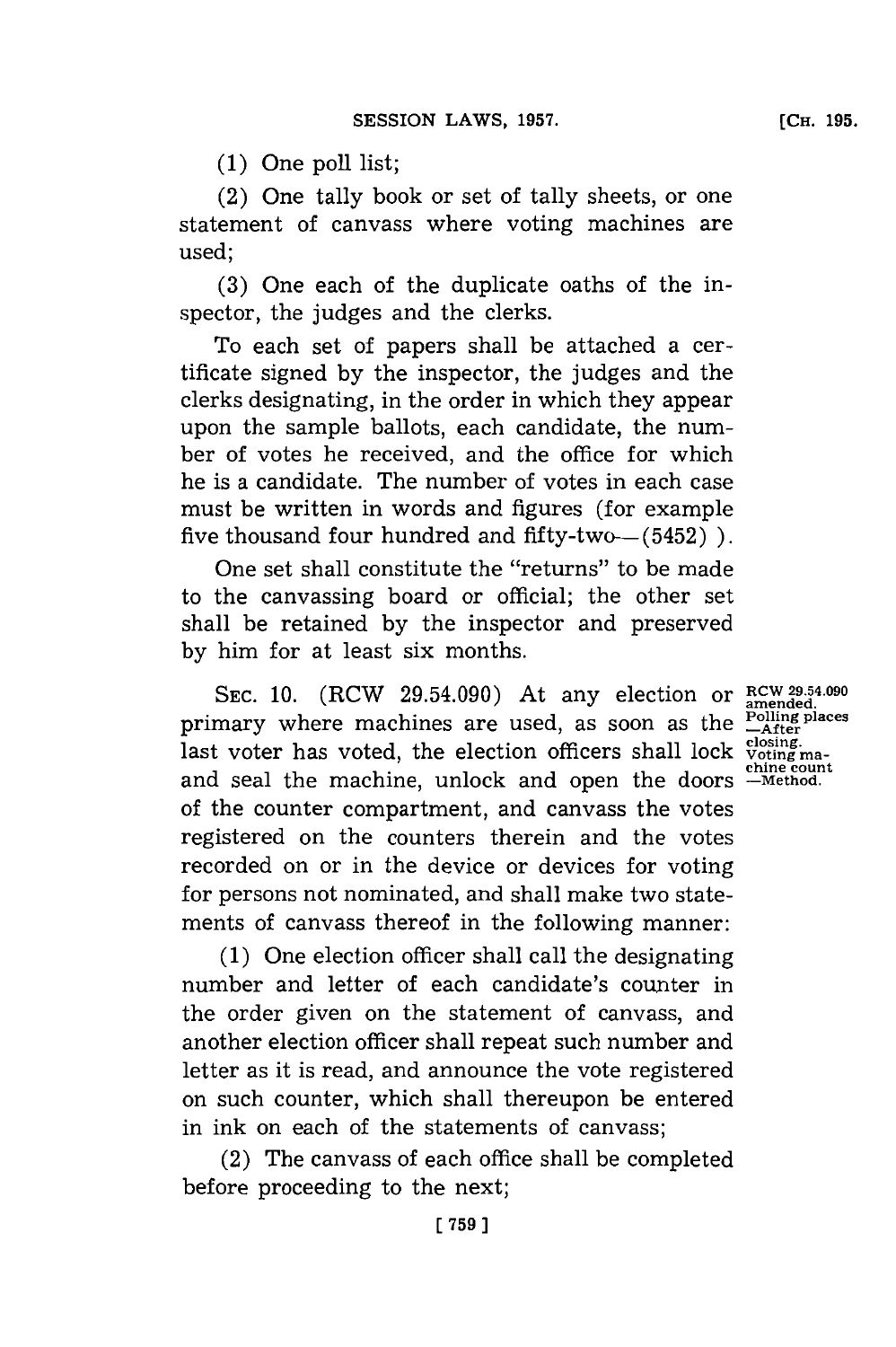(1) One poll list;

(2) One tally book or set of tally sheets, or one statement of canvass where voting machines are used;

(3) One each of the duplicate oaths of the inspector, the judges and the clerks.

To each set of papers shall be attached a certificate signed by the inspector, the judges and the clerks designating, in the order in which they appear upon the sample ballots, each candidate, the number of votes he received, and the office for which he is a candidate. The number of votes in each case must be written in words and figures (for example five thousand four hundred and fifty-two—(5452) ).

One set shall constitute the "returns" to be made to the canvassing board or official; the other set shall be retained by the inspector and preserved by him for at least six months.

RCW 29.54.090 amended. Polling places —After closing. Voting machine count —Method.

SEC. 10. (RCW 29.54.090) At any election or primary where machines are used, as soon as the last voter has voted, the election officers shall lock and seal the machine, unlock and open the doors of the counter compartment, and canvass the votes registered on the counters therein and the votes recorded on or in the device or devices for voting for persons not nominated, and shall make two statements of canvass thereof in the following manner:

(1) One election officer shall call the designating number and letter of each candidate's counter in the order given on the statement of canvass, and another election officer shall repeat such number and letter as it is read, and announce the vote registered on such counter, which shall thereupon be entered in ink on each of the statements of canvass;

(2) The canvass of each office shall be completed before proceeding to the next;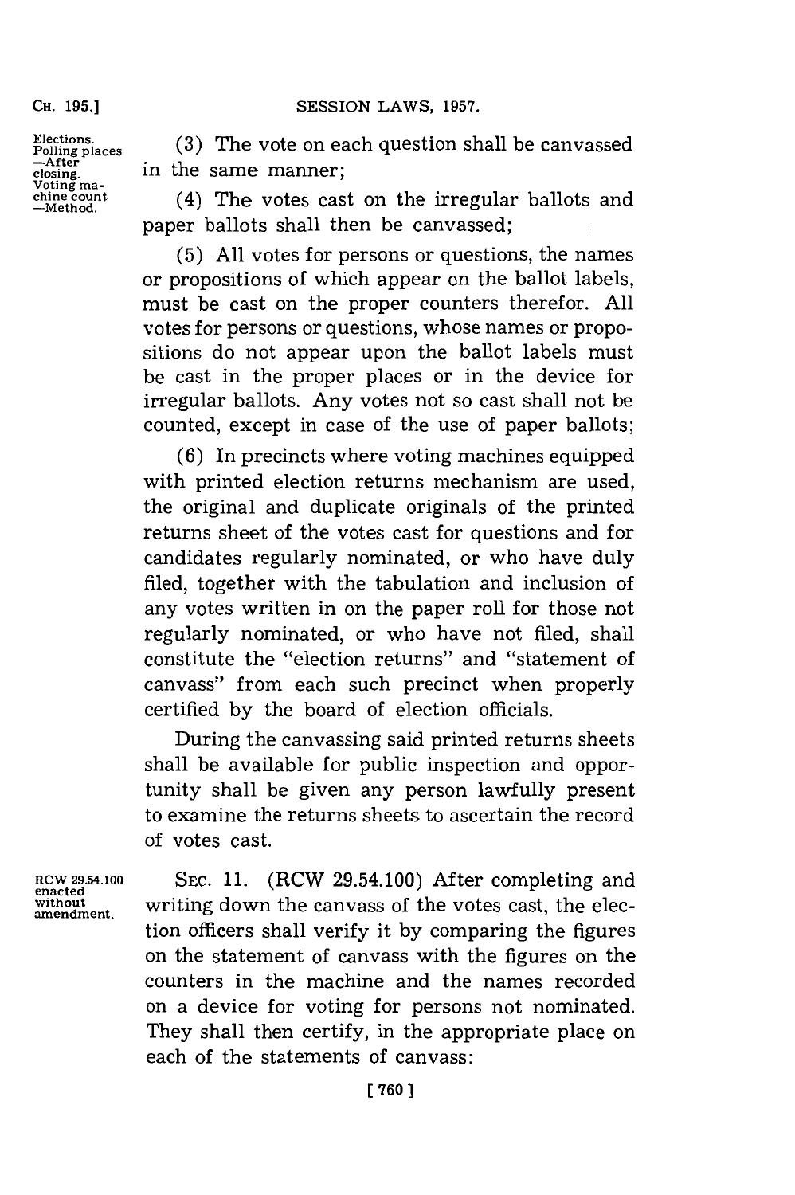Elections. Polling places —After closing. Voting machine count —Method.

(3) The vote on each question shall be canvassed in the same manner;

(4) The votes cast on the irregular ballots and paper ballots shall then be canvassed;

(5) All votes for persons or questions, the names or propositions of which appear on the ballot labels, must be cast on the proper counters therefor. All votes for persons or questions, whose names or propositions do not appear upon the ballot labels must be cast in the proper places or in the device for irregular ballots. Any votes not so cast shall not be counted, except in case of the use of paper ballots;

(6) In precincts where voting machines equipped with printed election returns mechanism are used, the original and duplicate originals of the printed returns sheet of the votes cast for questions and for candidates regularly nominated, or who have duly filed, together with the tabulation and inclusion of any votes written in on the paper roll for those not regularly nominated, or who have not filed, shall constitute the "election returns" and "statement of canvass" from each such precinct when properly certified by the board of election officials.

During the canvassing said printed returns sheets shall be available for public inspection and opportunity shall be given any person lawfully present to examine the returns sheets to ascertain the record of votes cast.

RCW 29.54.100 enacted without amendment.

SEC. 11. (RCW 29.54.100) After completing and writing down the canvass of the votes cast, the election officers shall verify it by comparing the figures on the statement of canvass with the figures on the counters in the machine and the names recorded on a device for voting for persons not nominated. They shall then certify, in the appropriate place on each of the statements of canvass: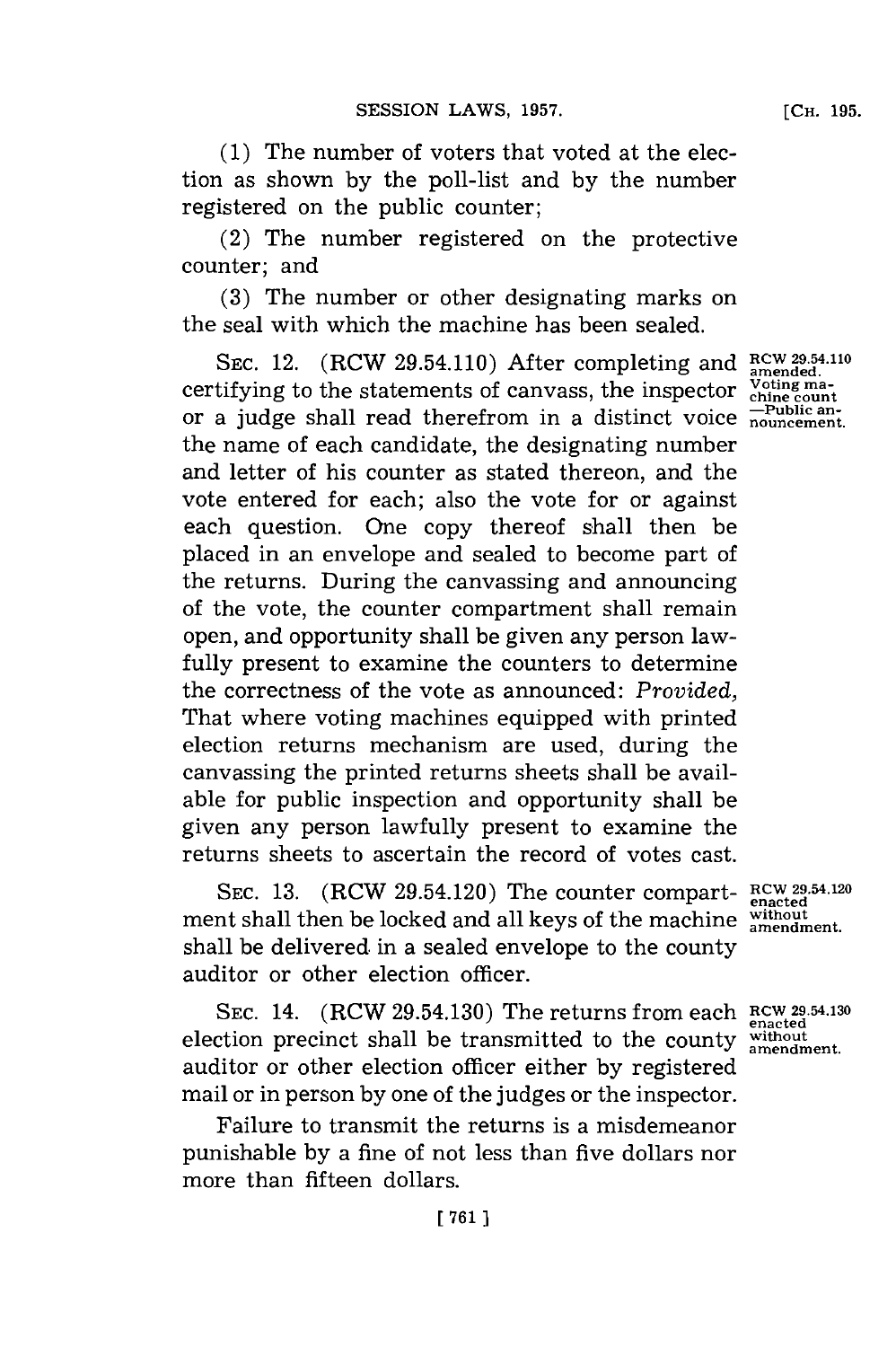(1) The number of voters that voted at the election as shown by the poll-list and by the number registered on the public counter;

(2) The number registered on the protective counter; and

(3) The number or other designating marks on the seal with which the machine has been sealed.

SEC. 12. (RCW 29.54.110) After completing and certifying to the statements of canvass, the inspector or a judge shall read therefrom in a distinct voice the name of each candidate, the designating number and letter of his counter as stated thereon, and the vote entered for each; also the vote for or against each question. One copy thereof shall then be placed in an envelope and sealed to become part of the returns. During the canvassing and announcing of the vote, the counter compartment shall remain open, and opportunity shall be given any person lawfully present to examine the counters to determine the correctness of the vote as announced: *Provided,* That where voting machines equipped with printed election returns mechanism are used, during the canvassing the printed returns sheets shall be available for public inspection and opportunity shall be given any person lawfully present to examine the returns sheets to ascertain the record of votes cast.

RCW 29.54.110 amended. Voting machine count —Public announcement.

SEC. 13. (RCW 29.54.120) The counter compartment shall then be locked and all keys of the machine shall be delivered in a sealed envelope to the county auditor or other election officer.

RCW 29.54.120 enacted without amendment.

SEC. 14. (RCW 29.54.130) The returns from each election precinct shall be transmitted to the county auditor or other election officer either by registered mail or in person by one of the judges or the inspector.

RCW 29.54.130 enacted without amendment.

Failure to transmit the returns is a misdemeanor punishable by a fine of not less than five dollars nor more than fifteen dollars.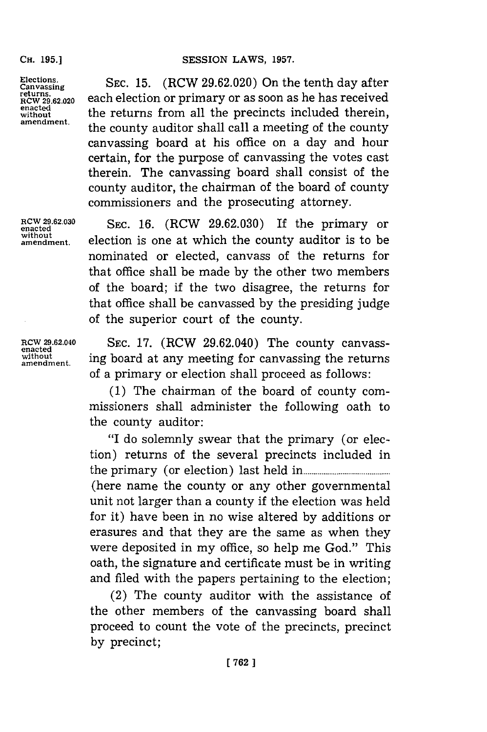Elections. Canvassing returns. RCW 29.62.020 enacted without amendment.

SEC. 15. (RCW 29.62.020) On the tenth day after each election or primary or as soon as he has received the returns from all the precincts included therein, the county auditor shall call a meeting of the county canvassing board at his office on a day and hour certain, for the purpose of canvassing the votes cast therein. The canvassing board shall consist of the county auditor, the chairman of the board of county commissioners and the prosecuting attorney.

RCW 29.62.030 enacted without amendment.

SEC. 16. (RCW 29.62.030) If the primary or election is one at which the county auditor is to be nominated or elected, canvass of the returns for that office shall be made by the other two members of the board; if the two disagree, the returns for that office shall be canvassed by the presiding judge of the superior court of the county.

RCW 29.62.040 enacted without amendment.

SEC. 17. (RCW 29.62.040) The county canvassing board at any meeting for canvassing the returns of a primary or election shall proceed as follows:

(1) The chairman of the board of county commissioners shall administer the following oath to the county auditor:

"I do solemnly swear that the primary (or election) returns of the several precincts included in the primary (or election) last held in.......................... (here name the county or any other governmental unit not larger than a county if the election was held for it) have been in no wise altered by additions or erasures and that they are the same as when they were deposited in my office, so help me God." This oath, the signature and certificate must be in writing and filed with the papers pertaining to the election;

(2) The county auditor with the assistance of the other members of the canvassing board shall proceed to count the vote of the precincts, precinct by precinct;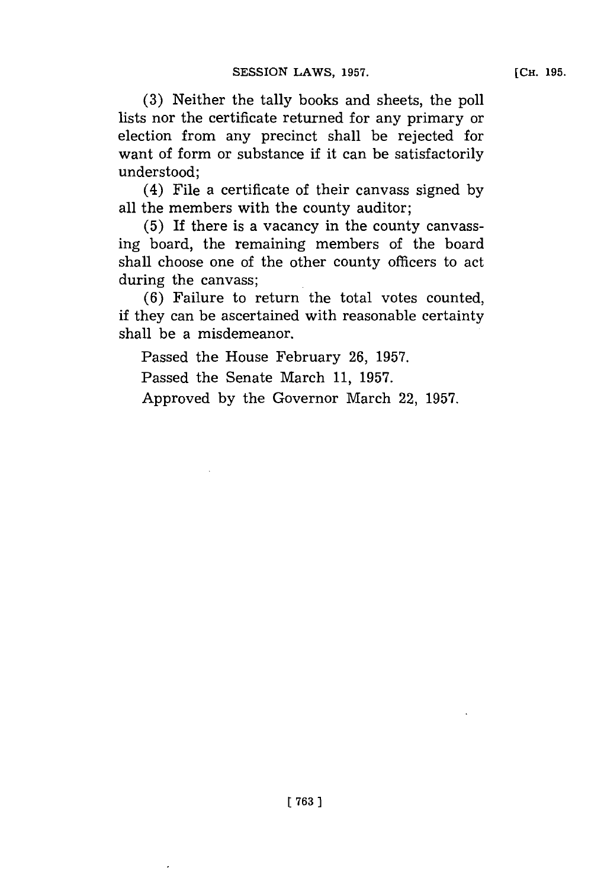(3) Neither the tally books and sheets, the poll lists nor the certificate returned for any primary or election from any precinct shall be rejected for want of form or substance if it can be satisfactorily understood;

(4) File a certificate of their canvass signed by all the members with the county auditor;

(5) If there is a vacancy in the county canvassing board, the remaining members of the board shall choose one of the other county officers to act during the canvass;

(6) Failure to return the total votes counted, if they can be ascertained with reasonable certainty shall be a misdemeanor.

Passed the House February 26, 1957.

Passed the Senate March 11, 1957.

Approved by the Governor March 22, 1957.